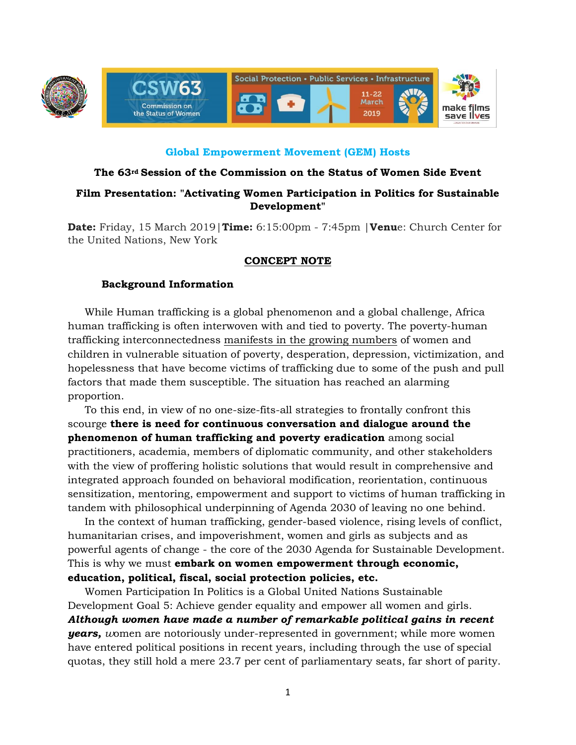**Global Empowerment Movement (GEM) Hosts**

**The 63rd Session of the Commission on the Status of Women Side Event**

**Film Presentation: "Activating Women Participation in Politics for Sustainable Development"**

**Date:** Friday, 15 March 2019 | **Time:** 6:15:00pm - 7:45pm | **Venu**e: Church Center for the United Nations, New York

## CONCEPT NOTE

### Background Information

While Human trafficking is a global phenomenon and a global challenge, Africa human trafficking is often interwoven with and tied to poverty. The poverty-human trafficking interconnectedness manifests in the growing numbers of women and children in vulnerable situation of poverty, desperation, depression, victimization, and hopelessness that have become victims of trafficking due to some of the push and pull factors that made them susceptible. The situation has reached an alarming proportion.

To this end, in view of no one-size-fits-all strategies to frontally confront this scourge **there is need for continuous conversation and dialogue around the phenomenon of human trafficking and poverty eradication** among social practitioners, academia, members of diplomatic community, and other stakeholders with the view of proffering holistic solutions that would result in comprehensive and integrated approach founded on behavioral modification, reorientation, continuous sensitization, mentoring, empowerment and support to victims of human trafficking in tandem with philosophical underpinning of Agenda 2030 of leaving no one behind.

In the context of human trafficking, gender-based violence, rising levels of conflict, humanitarian crises, and impoverishment, women and girls as subjects and as powerful agents of change - the core of the 2030 Agenda for Sustainable Development. This is why we must **embark on women empowerment through economic, education, political, fiscal, social protection policies, etc.**

Women Participation In Politics is a Global United Nations Sustainable Development Goal 5: Achieve gender equality and empower all women and girls. ***Although women have made a number of remarkable political gains in recent years,*** *w*omen are notoriously under-represented in government; while more women have entered political positions in recent years, including through the use of special quotas, they still hold a mere 23.7 per cent of parliamentary seats, far short of parity.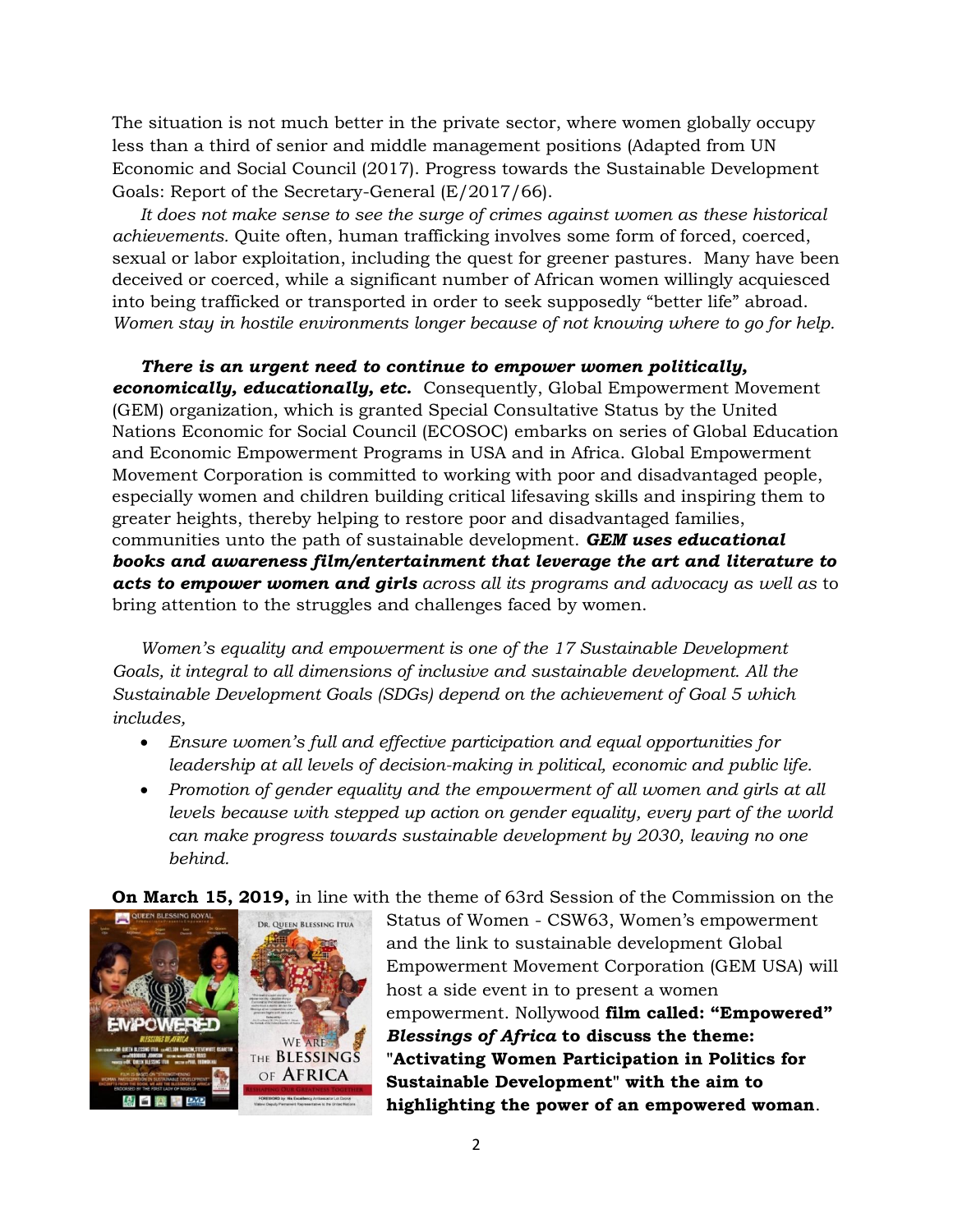The situation is not much better in the private sector, where women globally occupy less than a third of senior and middle management positions (Adapted from UN Economic and Social Council (2017). Progress towards the Sustainable Development Goals: Report of the Secretary-General (E/2017/66).

*It does not make sense to see the surge of crimes against women as these historical achievements.* Quite often, human trafficking involves some form of forced, coerced, sexual or labor exploitation, including the quest for greener pastures. Many have been deceived or coerced, while a significant number of African women willingly acquiesced into being trafficked or transported in order to seek supposedly "better life" abroad. *Women stay in hostile environments longer because of not knowing where to go for help.*

***There is an urgent need to continue to empower women politically, economically, educationally, etc.*** Consequently, Global Empowerment Movement (GEM) organization, which is granted Special Consultative Status by the United Nations Economic for Social Council (ECOSOC) embarks on series of Global Education and Economic Empowerment Programs in USA and in Africa. Global Empowerment Movement Corporation is committed to working with poor and disadvantaged people, especially women and children building critical lifesaving skills and inspiring them to greater heights, thereby helping to restore poor and disadvantaged families, communities unto the path of sustainable development. ***GEM uses educational books and awareness film/entertainment that leverage the art and literature to acts to empower women and girls*** *across all its programs and advocacy as well as* to bring attention to the struggles and challenges faced by women.

*Women's equality and empowerment is one of the 17 Sustainable Development Goals, it integral to all dimensions of inclusive and sustainable development. All the Sustainable Development Goals (SDGs) depend on the achievement of Goal 5 which includes,*

- *Ensure women's full and effective participation and equal opportunities for leadership at all levels of decision-making in political, economic and public life.*
- *Promotion of gender equality and the empowerment of all women and girls at all levels because with stepped up action on gender equality, every part of the world can make progress towards sustainable development by 2030, leaving no one behind.*

**On March 15, 2019,** in line with the theme of 63rd Session of the Commission on the Status of Women - CSW63, Women's empowerment and the link to sustainable development Global Empowerment Movement Corporation (GEM USA) will host a side event in to present a women empowerment. Nollywood **film called: "Empowered"** ***Blessings of Africa*** **to discuss the theme: "Activating Women Participation in Politics for Sustainable Development" with the aim to highlighting the power of an empowered woman**.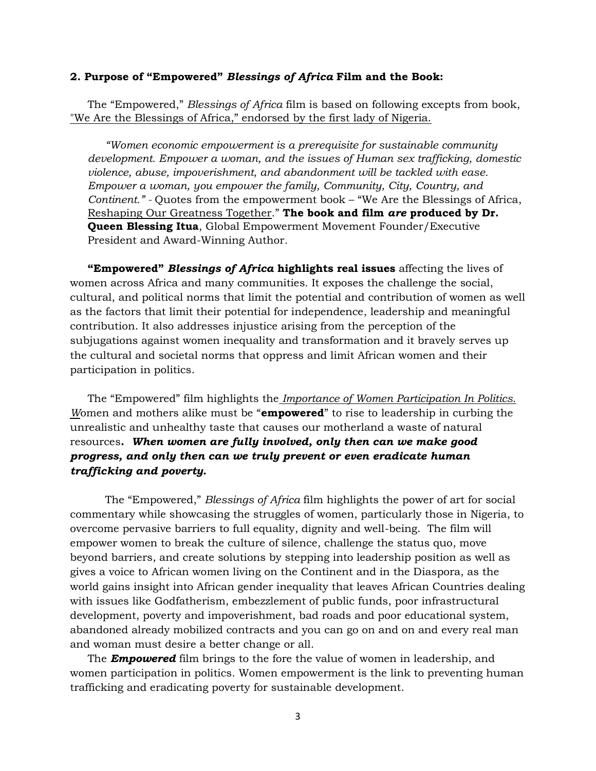**2. Purpose of "Empowered" *Blessings of Africa* Film and the Book:**

The "Empowered," *Blessings of Africa* film is based on following excepts from book, "We Are the Blessings of Africa," endorsed by the first lady of Nigeria.

> *"Women economic empowerment is a prerequisite for sustainable community development. Empower a woman, and the issues of Human sex trafficking, domestic violence, abuse, impoverishment, and abandonment will be tackled with ease. Empower a woman, you empower the family, Community, City, Country, and Continent."* - Quotes from the empowerment book – "We Are the Blessings of Africa, Reshaping Our Greatness Together." **The book and film *are* produced by Dr. Queen Blessing Itua**, Global Empowerment Movement Founder/Executive President and Award-Winning Author.

**"Empowered" *Blessings of Africa* highlights real issues** affecting the lives of women across Africa and many communities. It exposes the challenge the social, cultural, and political norms that limit the potential and contribution of women as well as the factors that limit their potential for independence, leadership and meaningful contribution. It also addresses injustice arising from the perception of the subjugations against women inequality and transformation and it bravely serves up the cultural and societal norms that oppress and limit African women and their participation in politics.

The "Empowered" film highlights the *Importance of Women Participation In Politics.* *W*omen and mothers alike must be "**empowered**" to rise to leadership in curbing the unrealistic and unhealthy taste that causes our motherland a waste of natural resources**. *When women are fully involved, only then can we make good progress, and only then can we truly prevent or even eradicate human trafficking and poverty.***

The "Empowered," *Blessings of Africa* film highlights the power of art for social commentary while showcasing the struggles of women, particularly those in Nigeria, to overcome pervasive barriers to full equality, dignity and well-being. The film will empower women to break the culture of silence, challenge the status quo, move beyond barriers, and create solutions by stepping into leadership position as well as gives a voice to African women living on the Continent and in the Diaspora, as the world gains insight into African gender inequality that leaves African Countries dealing with issues like Godfatherism, embezzlement of public funds, poor infrastructural development, poverty and impoverishment, bad roads and poor educational system, abandoned already mobilized contracts and you can go on and on and every real man and woman must desire a better change or all.

The ***Empowered*** film brings to the fore the value of women in leadership, and women participation in politics. Women empowerment is the link to preventing human trafficking and eradicating poverty for sustainable development.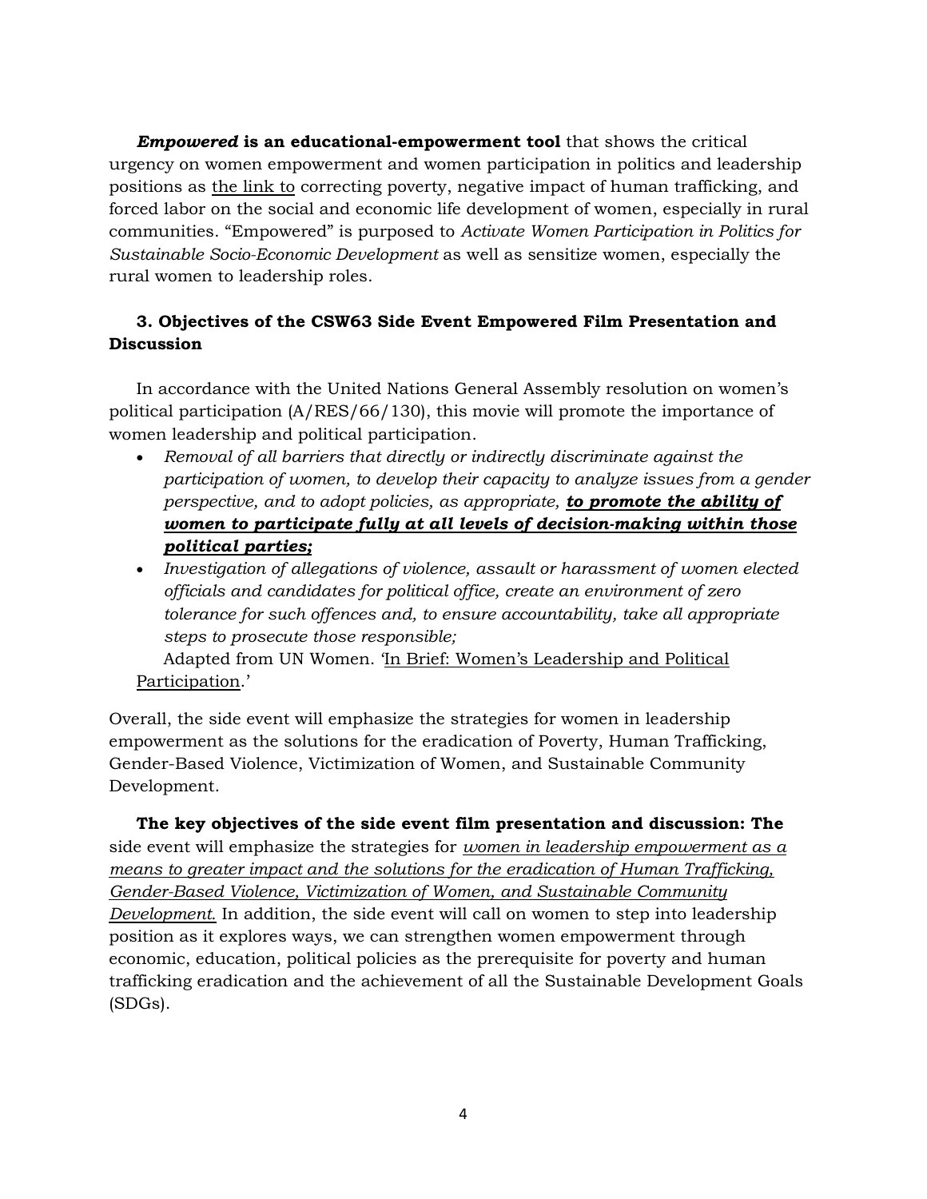***Empowered* is an educational-empowerment tool** that shows the critical urgency on women empowerment and women participation in politics and leadership positions as <u>the link to</u> correcting poverty, negative impact of human trafficking, and forced labor on the social and economic life development of women, especially in rural communities. "Empowered" is purposed to *Activate Women Participation in Politics for Sustainable Socio-Economic Development* as well as sensitize women, especially the rural women to leadership roles.

### 3. Objectives of the CSW63 Side Event Empowered Film Presentation and Discussion

In accordance with the United Nations General Assembly resolution on women's political participation (A/RES/66/130), this movie will promote the importance of women leadership and political participation.

- *Removal of all barriers that directly or indirectly discriminate against the participation of women, to develop their capacity to analyze issues from a gender perspective, and to adopt policies, as appropriate,* ***<u>to promote the ability of women to participate fully at all levels of decision-making within those political parties;</u>***
- *Investigation of allegations of violence, assault or harassment of women elected officials and candidates for political office, create an environment of zero tolerance for such offences and, to ensure accountability, take all appropriate steps to prosecute those responsible;*

Adapted from UN Women. '<u>In Brief: Women's Leadership and Political Participation</u>.'

Overall, the side event will emphasize the strategies for women in leadership empowerment as the solutions for the eradication of Poverty, Human Trafficking, Gender-Based Violence, Victimization of Women, and Sustainable Community Development.

**The key objectives of the side event film presentation and discussion: The** side event will emphasize the strategies for *<u>women in leadership empowerment as a means to greater impact and the solutions for the eradication of Human Trafficking, Gender-Based Violence, Victimization of Women, and Sustainable Community Development.</u>* In addition, the side event will call on women to step into leadership position as it explores ways, we can strengthen women empowerment through economic, education, political policies as the prerequisite for poverty and human trafficking eradication and the achievement of all the Sustainable Development Goals (SDGs).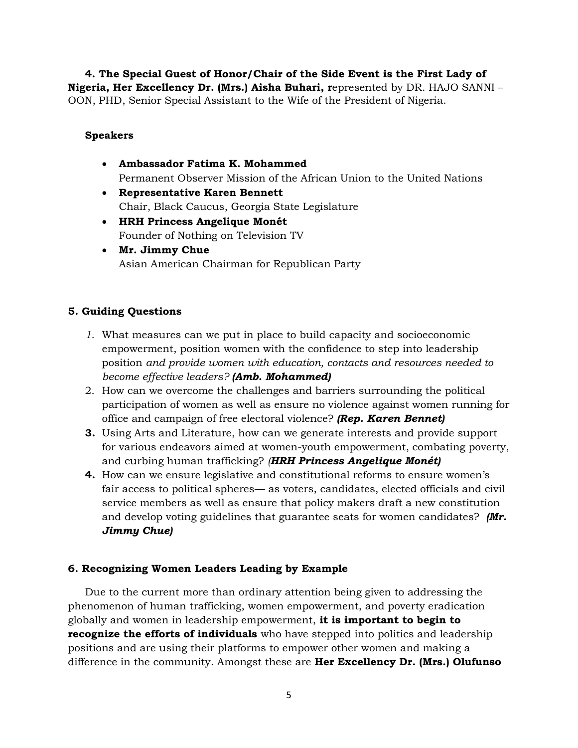**4. The Special Guest of Honor/Chair of the Side Event is the First Lady of Nigeria, Her Excellency Dr. (Mrs.) Aisha Buhari, r**epresented by DR. HAJO SANNI – OON, PHD, Senior Special Assistant to the Wife of the President of Nigeria.

**Speakers**

- **Ambassador Fatima K. Mohammed**
  Permanent Observer Mission of the African Union to the United Nations
- **Representative Karen Bennett**
  Chair, Black Caucus, Georgia State Legislature
- **HRH Princess Angelique Monét**
  Founder of Nothing on Television TV
- **Mr. Jimmy Chue**
  Asian American Chairman for Republican Party

## 5. Guiding Questions

1. What measures can we put in place to build capacity and socioeconomic empowerment, position women with the confidence to step into leadership position *and provide women with education, contacts and resources needed to become effective leaders?* ***(Amb. Mohammed)***
2. How can we overcome the challenges and barriers surrounding the political participation of women as well as ensure no violence against women running for office and campaign of free electoral violence? ***(Rep. Karen Bennet)***
3. Using Arts and Literature, how can we generate interests and provide support for various endeavors aimed at women-youth empowerment, combating poverty, and curbing human trafficking? *(**HRH Princess Angelique Monét)***
4. How can we ensure legislative and constitutional reforms to ensure women's fair access to political spheres— as voters, candidates, elected officials and civil service members as well as ensure that policy makers draft a new constitution and develop voting guidelines that guarantee seats for women candidates? ***(Mr. Jimmy Chue)***

## 6. Recognizing Women Leaders Leading by Example

Due to the current more than ordinary attention being given to addressing the phenomenon of human trafficking, women empowerment, and poverty eradication globally and women in leadership empowerment, **it is important to begin to recognize the efforts of individuals** who have stepped into politics and leadership positions and are using their platforms to empower other women and making a difference in the community. Amongst these are **Her Excellency Dr. (Mrs.) Olufunso**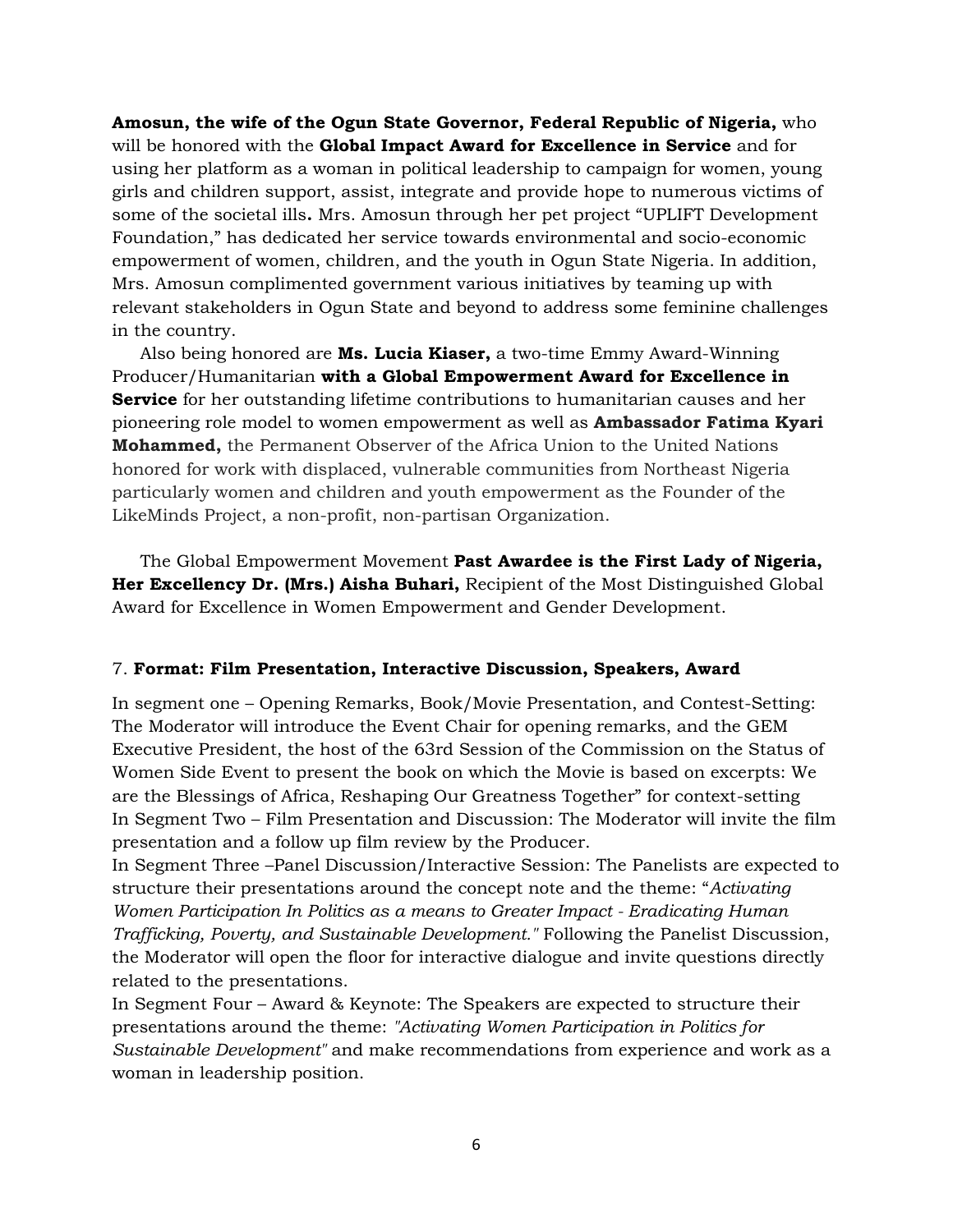**Amosun, the wife of the Ogun State Governor, Federal Republic of Nigeria,** who will be honored with the **Global Impact Award for Excellence in Service** and for using her platform as a woman in political leadership to campaign for women, young girls and children support, assist, integrate and provide hope to numerous victims of some of the societal ills**.** Mrs. Amosun through her pet project "UPLIFT Development Foundation," has dedicated her service towards environmental and socio-economic empowerment of women, children, and the youth in Ogun State Nigeria. In addition, Mrs. Amosun complimented government various initiatives by teaming up with relevant stakeholders in Ogun State and beyond to address some feminine challenges in the country.

Also being honored are **Ms. Lucia Kiaser,** a two-time Emmy Award-Winning Producer/Humanitarian **with a Global Empowerment Award for Excellence in Service** for her outstanding lifetime contributions to humanitarian causes and her pioneering role model to women empowerment as well as **Ambassador Fatima Kyari Mohammed,** the Permanent Observer of the Africa Union to the United Nations honored for work with displaced, vulnerable communities from Northeast Nigeria particularly women and children and youth empowerment as the Founder of the LikeMinds Project, a non-profit, non-partisan Organization.

The Global Empowerment Movement **Past Awardee is the First Lady of Nigeria, Her Excellency Dr. (Mrs.) Aisha Buhari,** Recipient of the Most Distinguished Global Award for Excellence in Women Empowerment and Gender Development.

7. **Format: Film Presentation, Interactive Discussion, Speakers, Award**

In segment one – Opening Remarks, Book/Movie Presentation, and Contest-Setting: The Moderator will introduce the Event Chair for opening remarks, and the GEM Executive President, the host of the 63rd Session of the Commission on the Status of Women Side Event to present the book on which the Movie is based on excerpts: We are the Blessings of Africa, Reshaping Our Greatness Together" for context-setting

In Segment Two – Film Presentation and Discussion: The Moderator will invite the film presentation and a follow up film review by the Producer.

In Segment Three –Panel Discussion/Interactive Session: The Panelists are expected to structure their presentations around the concept note and the theme: "*Activating Women Participation In Politics as a means to Greater Impact - Eradicating Human Trafficking, Poverty, and Sustainable Development."* Following the Panelist Discussion, the Moderator will open the floor for interactive dialogue and invite questions directly related to the presentations.

In Segment Four – Award & Keynote: The Speakers are expected to structure their presentations around the theme: *"Activating Women Participation in Politics for Sustainable Development"* and make recommendations from experience and work as a woman in leadership position.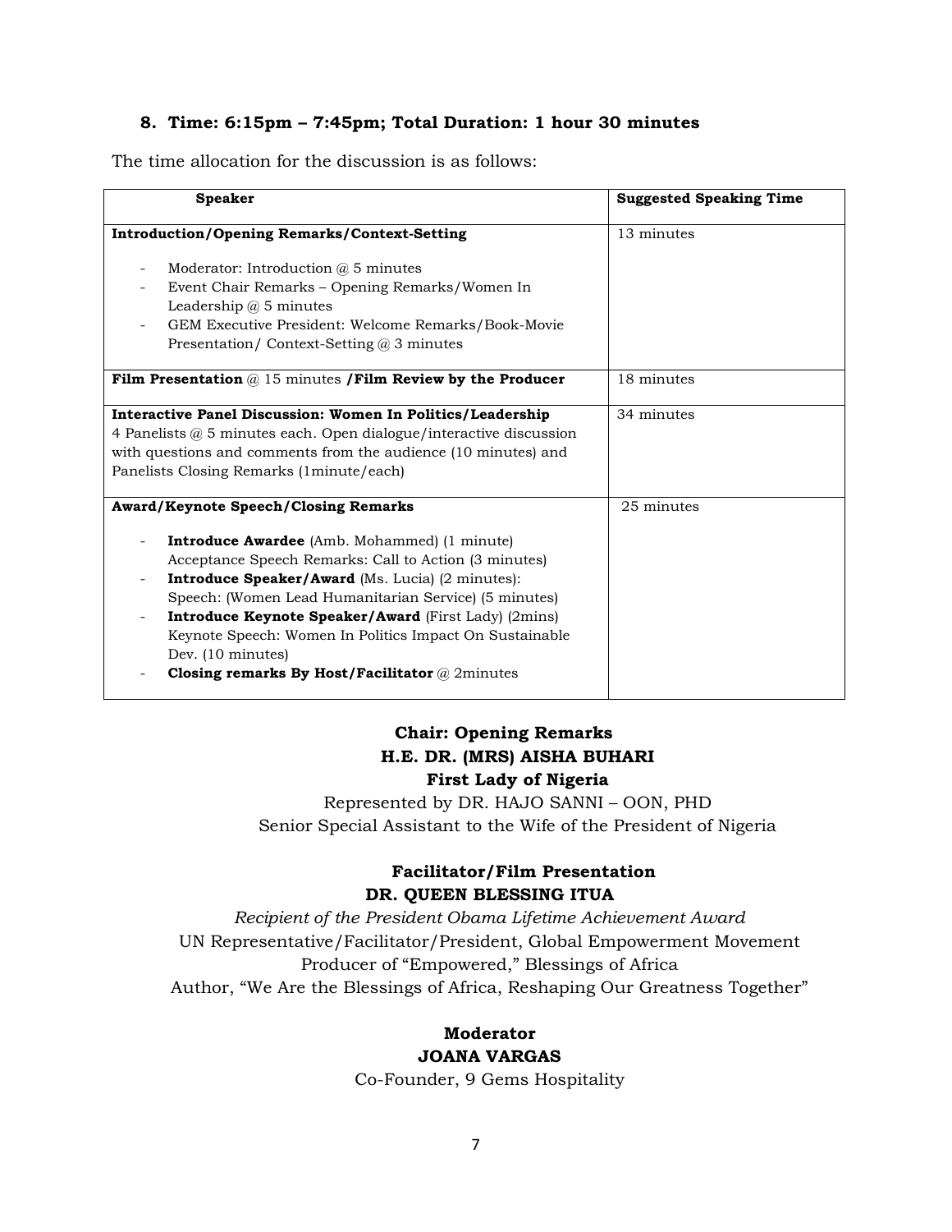### 8. Time: 6:15pm – 7:45pm; Total Duration: 1 hour 30 minutes

The time allocation for the discussion is as follows:

| Speaker | Suggested Speaking Time |
|---|---|
| **Introduction/Opening Remarks/Context-Setting**<br><br>- Moderator: Introduction @ 5 minutes<br>- Event Chair Remarks – Opening Remarks/Women In Leadership @ 5 minutes<br>- GEM Executive President: Welcome Remarks/Book-Movie Presentation/ Context-Setting @ 3 minutes | 13 minutes |
| **Film Presentation** @ 15 minutes **/Film Review by the Producer** | 18 minutes |
| **Interactive Panel Discussion: Women In Politics/Leadership**<br>4 Panelists @ 5 minutes each. Open dialogue/interactive discussion with questions and comments from the audience (10 minutes) and Panelists Closing Remarks (1minute/each) | 34 minutes |
| **Award/Keynote Speech/Closing Remarks**<br><br>- **Introduce Awardee** (Amb. Mohammed) (1 minute) Acceptance Speech Remarks: Call to Action (3 minutes)<br>- **Introduce Speaker/Award** (Ms. Lucia) (2 minutes): Speech: (Women Lead Humanitarian Service) (5 minutes)<br>- **Introduce Keynote Speaker/Award** (First Lady) (2mins) Keynote Speech: Women In Politics Impact On Sustainable Dev. (10 minutes)<br>- **Closing remarks By Host/Facilitator** @ 2minutes | 25 minutes |

**Chair: Opening Remarks**
**H.E. DR. (MRS) AISHA BUHARI**
**First Lady of Nigeria**
Represented by DR. HAJO SANNI – OON, PHD
Senior Special Assistant to the Wife of the President of Nigeria

**Facilitator/Film Presentation**
**DR. QUEEN BLESSING ITUA**
*Recipient of the President Obama Lifetime Achievement Award*
UN Representative/Facilitator/President, Global Empowerment Movement
Producer of "Empowered," Blessings of Africa
Author, "We Are the Blessings of Africa, Reshaping Our Greatness Together"

**Moderator**
**JOANA VARGAS**
Co-Founder, 9 Gems Hospitality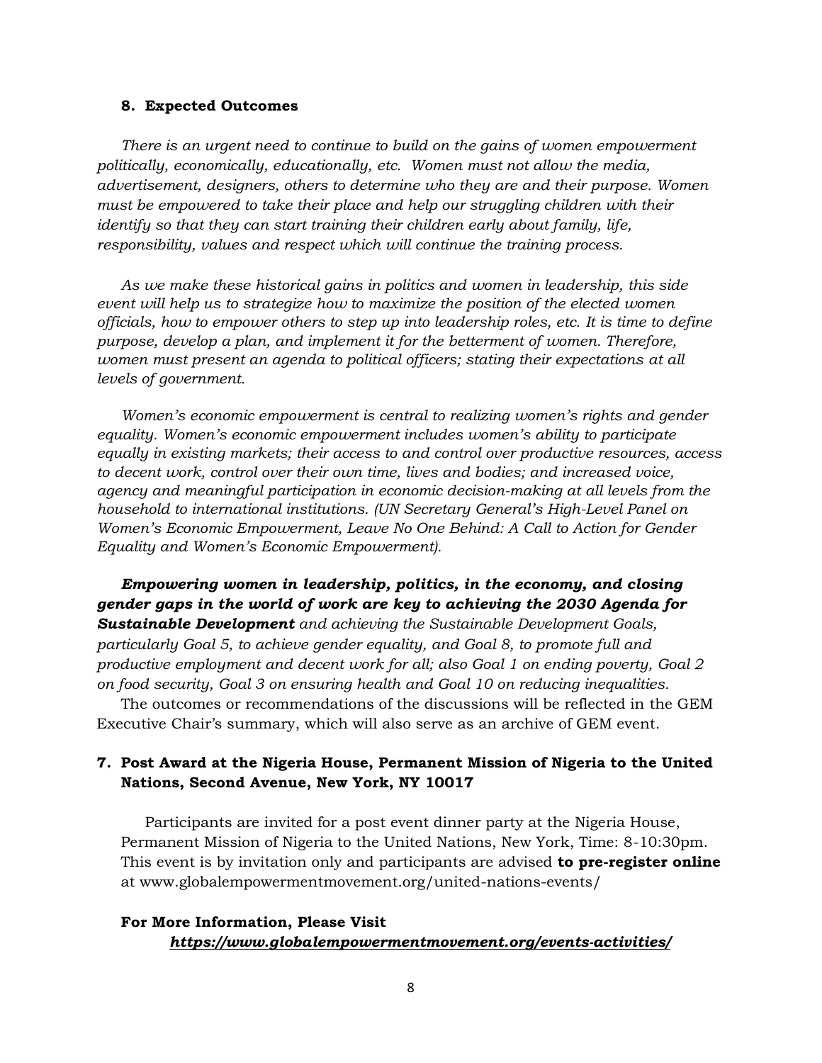### 8. Expected Outcomes

*There is an urgent need to continue to build on the gains of women empowerment politically, economically, educationally, etc. Women must not allow the media, advertisement, designers, others to determine who they are and their purpose. Women must be empowered to take their place and help our struggling children with their identify so that they can start training their children early about family, life, responsibility, values and respect which will continue the training process.*

*As we make these historical gains in politics and women in leadership, this side event will help us to strategize how to maximize the position of the elected women officials, how to empower others to step up into leadership roles, etc. It is time to define purpose, develop a plan, and implement it for the betterment of women. Therefore, women must present an agenda to political officers; stating their expectations at all levels of government.*

*Women's economic empowerment is central to realizing women's rights and gender equality. Women's economic empowerment includes women's ability to participate equally in existing markets; their access to and control over productive resources, access to decent work, control over their own time, lives and bodies; and increased voice, agency and meaningful participation in economic decision-making at all levels from the household to international institutions. (UN Secretary General's High-Level Panel on Women's Economic Empowerment, Leave No One Behind: A Call to Action for Gender Equality and Women's Economic Empowerment).*

***Empowering women in leadership, politics, in the economy, and closing gender gaps in the world of work are key to achieving the 2030 Agenda for Sustainable Development** and achieving the Sustainable Development Goals, particularly Goal 5, to achieve gender equality, and Goal 8, to promote full and productive employment and decent work for all; also Goal 1 on ending poverty, Goal 2 on food security, Goal 3 on ensuring health and Goal 10 on reducing inequalities.*

The outcomes or recommendations of the discussions will be reflected in the GEM Executive Chair's summary, which will also serve as an archive of GEM event.

### 7. Post Award at the Nigeria House, Permanent Mission of Nigeria to the United Nations, Second Avenue, New York, NY 10017

Participants are invited for a post event dinner party at the Nigeria House, Permanent Mission of Nigeria to the United Nations, New York, Time: 8-10:30pm. This event is by invitation only and participants are advised **to pre-register online** at www.globalempowermentmovement.org/united-nations-events/

**For More Information, Please Visit**
***https://www.globalempowermentmovement.org/events-activities/***